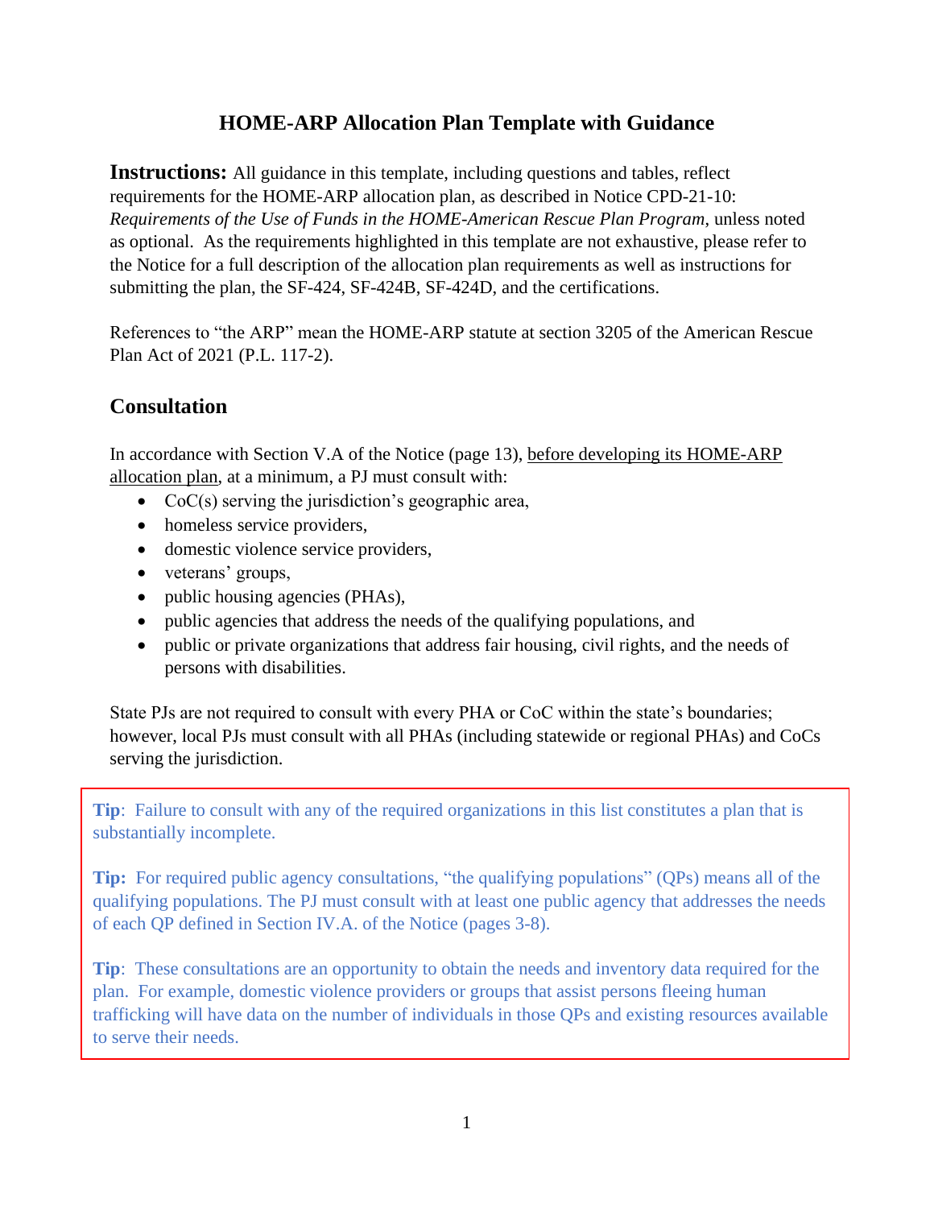# HOME-ARP Allocation Plan Template with Guidance

**Instructions:** All guidance in this template, including questions and tables, reflect requirements for the HOME-ARP allocation plan, as described in Notice CPD-21-10: *Requirements of the Use of Funds in the HOME-American Rescue Plan Program*, unless noted as optional. As the requirements highlighted in this template are not exhaustive, please refer to the Notice for a full description of the allocation plan requirements as well as instructions for submitting the plan, the SF-424, SF-424B, SF-424D, and the certifications.

References to "the ARP" mean the HOME-ARP statute at section 3205 of the American Rescue Plan Act of 2021 (P.L. 117-2).

## Consultation

In accordance with Section V.A of the Notice (page 13), before developing its HOME-ARP allocation plan, at a minimum, a PJ must consult with:

- CoC(s) serving the jurisdiction's geographic area,
- homeless service providers,
- domestic violence service providers,
- veterans' groups,
- public housing agencies (PHAs),
- public agencies that address the needs of the qualifying populations, and
- public or private organizations that address fair housing, civil rights, and the needs of persons with disabilities.

State PJs are not required to consult with every PHA or CoC within the state's boundaries; however, local PJs must consult with all PHAs (including statewide or regional PHAs) and CoCs serving the jurisdiction.

**Tip**: Failure to consult with any of the required organizations in this list constitutes a plan that is substantially incomplete.

**Tip:** For required public agency consultations, "the qualifying populations" (QPs) means all of the qualifying populations. The PJ must consult with at least one public agency that addresses the needs of each QP defined in Section IV.A. of the Notice (pages 3-8).

**Tip**: These consultations are an opportunity to obtain the needs and inventory data required for the plan. For example, domestic violence providers or groups that assist persons fleeing human trafficking will have data on the number of individuals in those QPs and existing resources available to serve their needs.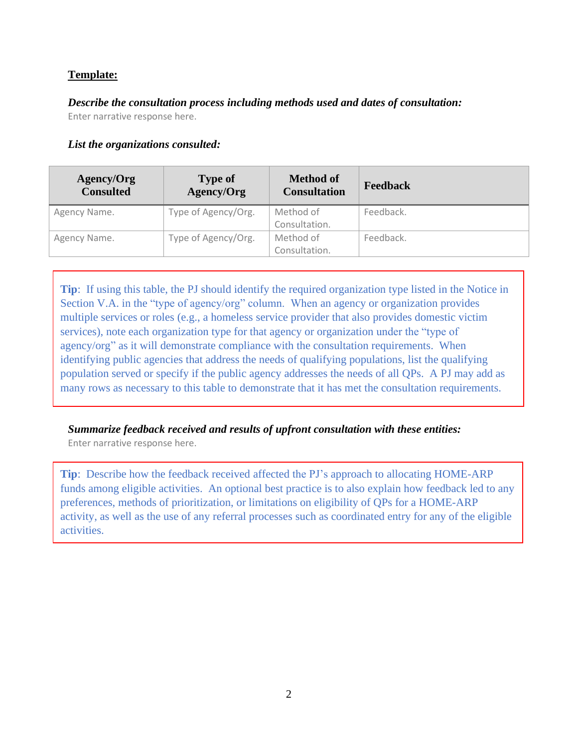**<u>Template:</u>**

***Describe the consultation process including methods used and dates of consultation:***

Enter narrative response here.

***List the organizations consulted:***

| Agency/Org Consulted | Type of Agency/Org | Method of Consultation | Feedback |
|---|---|---|---|
| Agency Name. | Type of Agency/Org. | Method of Consultation. | Feedback. |
| Agency Name. | Type of Agency/Org. | Method of Consultation. | Feedback. |

> **Tip**: If using this table, the PJ should identify the required organization type listed in the Notice in Section V.A. in the "type of agency/org" column. When an agency or organization provides multiple services or roles (e.g., a homeless service provider that also provides domestic victim services), note each organization type for that agency or organization under the "type of agency/org" as it will demonstrate compliance with the consultation requirements. When identifying public agencies that address the needs of qualifying populations, list the qualifying population served or specify if the public agency addresses the needs of all QPs. A PJ may add as many rows as necessary to this table to demonstrate that it has met the consultation requirements.

***Summarize feedback received and results of upfront consultation with these entities:***

Enter narrative response here.

> **Tip**: Describe how the feedback received affected the PJ's approach to allocating HOME-ARP funds among eligible activities. An optional best practice is to also explain how feedback led to any preferences, methods of prioritization, or limitations on eligibility of QPs for a HOME-ARP activity, as well as the use of any referral processes such as coordinated entry for any of the eligible activities.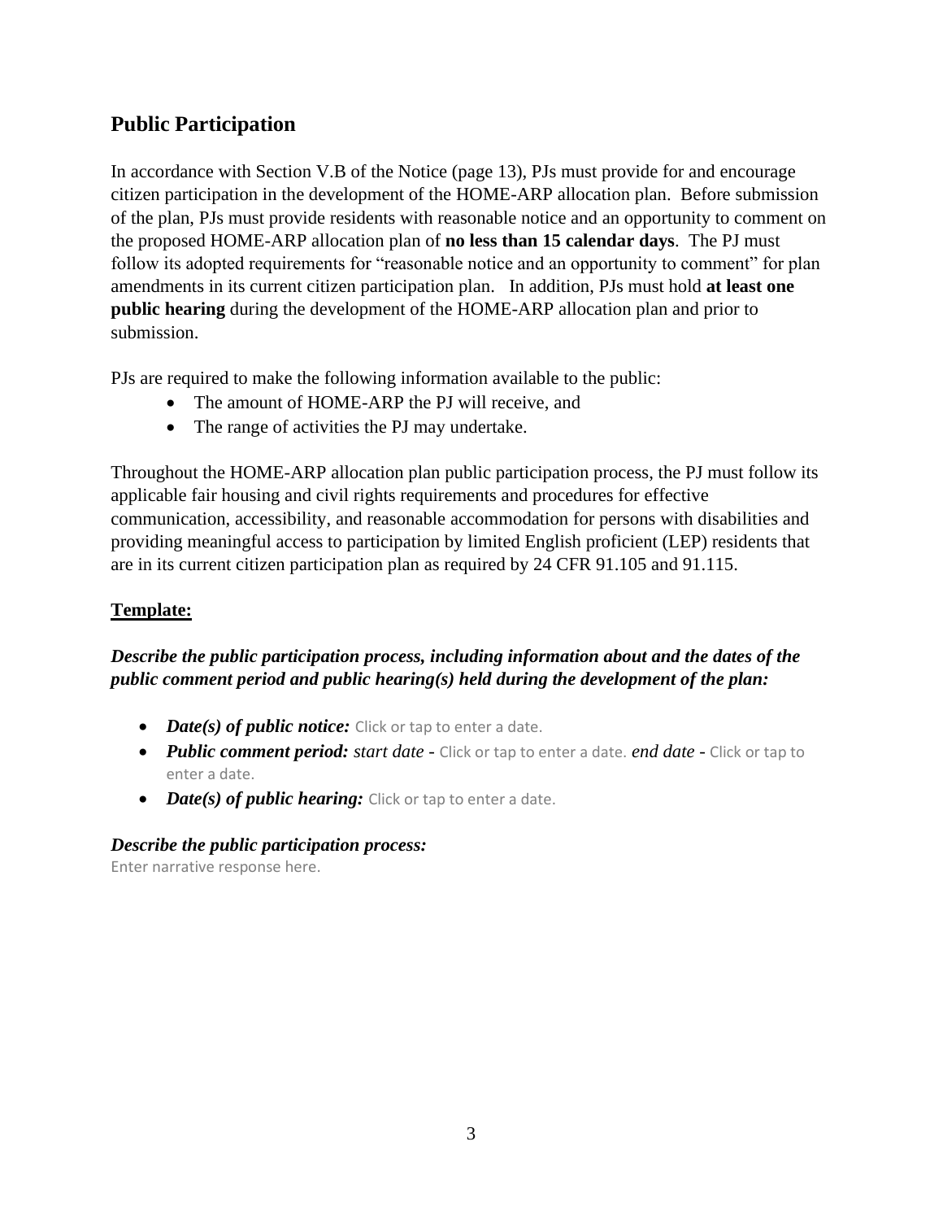## Public Participation

In accordance with Section V.B of the Notice (page 13), PJs must provide for and encourage citizen participation in the development of the HOME-ARP allocation plan. Before submission of the plan, PJs must provide residents with reasonable notice and an opportunity to comment on the proposed HOME-ARP allocation plan of **no less than 15 calendar days**. The PJ must follow its adopted requirements for "reasonable notice and an opportunity to comment" for plan amendments in its current citizen participation plan. In addition, PJs must hold **at least one public hearing** during the development of the HOME-ARP allocation plan and prior to submission.

PJs are required to make the following information available to the public:

- The amount of HOME-ARP the PJ will receive, and
- The range of activities the PJ may undertake.

Throughout the HOME-ARP allocation plan public participation process, the PJ must follow its applicable fair housing and civil rights requirements and procedures for effective communication, accessibility, and reasonable accommodation for persons with disabilities and providing meaningful access to participation by limited English proficient (LEP) residents that are in its current citizen participation plan as required by 24 CFR 91.105 and 91.115.

**Template:**

***Describe the public participation process, including information about and the dates of the public comment period and public hearing(s) held during the development of the plan:***

- ***Date(s) of public notice:*** Click or tap to enter a date.
- ***Public comment period:*** *start date* - Click or tap to enter a date. *end date* - Click or tap to enter a date.
- ***Date(s) of public hearing:*** Click or tap to enter a date.

***Describe the public participation process:***

Enter narrative response here.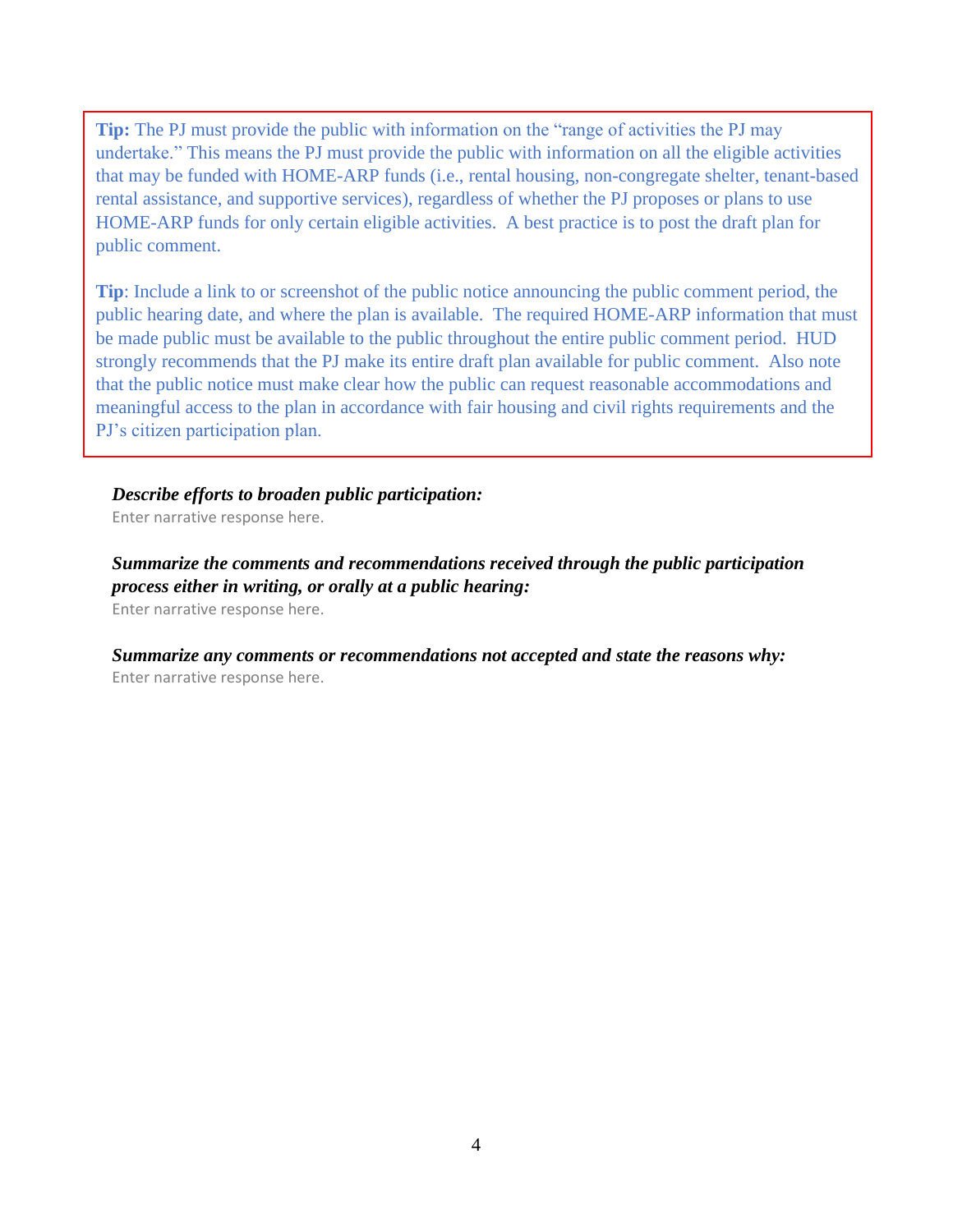> **Tip:** The PJ must provide the public with information on the "range of activities the PJ may undertake." This means the PJ must provide the public with information on all the eligible activities that may be funded with HOME-ARP funds (i.e., rental housing, non-congregate shelter, tenant-based rental assistance, and supportive services), regardless of whether the PJ proposes or plans to use HOME-ARP funds for only certain eligible activities. A best practice is to post the draft plan for public comment.
>
> **Tip**: Include a link to or screenshot of the public notice announcing the public comment period, the public hearing date, and where the plan is available. The required HOME-ARP information that must be made public must be available to the public throughout the entire public comment period. HUD strongly recommends that the PJ make its entire draft plan available for public comment. Also note that the public notice must make clear how the public can request reasonable accommodations and meaningful access to the plan in accordance with fair housing and civil rights requirements and the PJ's citizen participation plan.

***Describe efforts to broaden public participation:***

Enter narrative response here.

***Summarize the comments and recommendations received through the public participation process either in writing, or orally at a public hearing:***

Enter narrative response here.

***Summarize any comments or recommendations not accepted and state the reasons why:***

Enter narrative response here.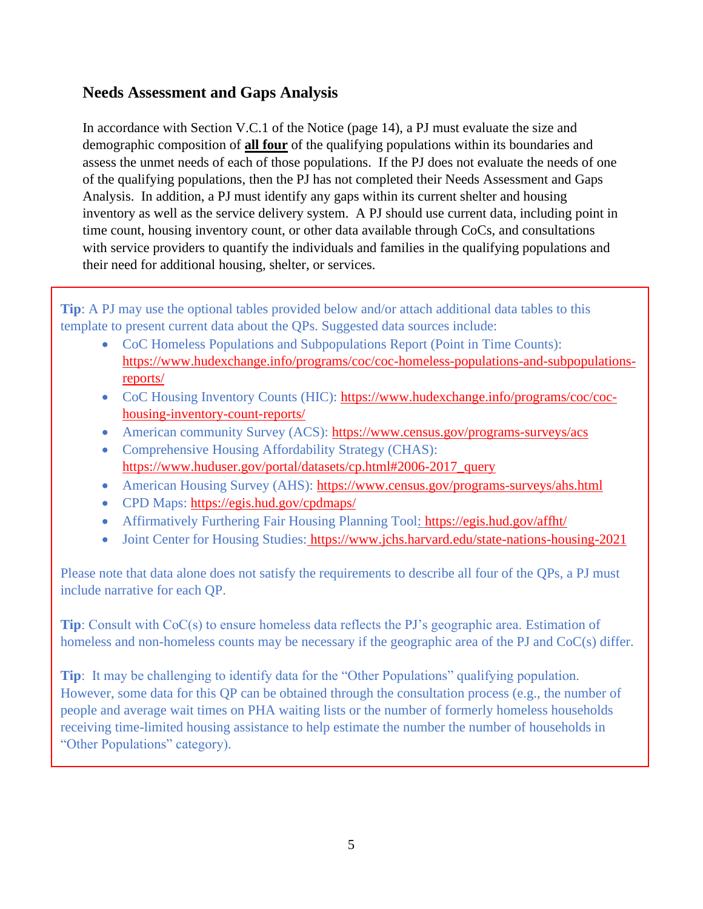## Needs Assessment and Gaps Analysis

In accordance with Section V.C.1 of the Notice (page 14), a PJ must evaluate the size and demographic composition of **all four** of the qualifying populations within its boundaries and assess the unmet needs of each of those populations. If the PJ does not evaluate the needs of one of the qualifying populations, then the PJ has not completed their Needs Assessment and Gaps Analysis. In addition, a PJ must identify any gaps within its current shelter and housing inventory as well as the service delivery system. A PJ should use current data, including point in time count, housing inventory count, or other data available through CoCs, and consultations with service providers to quantify the individuals and families in the qualifying populations and their need for additional housing, shelter, or services.

**Tip**: A PJ may use the optional tables provided below and/or attach additional data tables to this template to present current data about the QPs. Suggested data sources include:

- CoC Homeless Populations and Subpopulations Report (Point in Time Counts): https://www.hudexchange.info/programs/coc/coc-homeless-populations-and-subpopulations-reports/
- CoC Housing Inventory Counts (HIC): https://www.hudexchange.info/programs/coc/coc-housing-inventory-count-reports/
- American community Survey (ACS): https://www.census.gov/programs-surveys/acs
- Comprehensive Housing Affordability Strategy (CHAS): https://www.huduser.gov/portal/datasets/cp.html#2006-2017_query
- American Housing Survey (AHS): https://www.census.gov/programs-surveys/ahs.html
- CPD Maps: https://egis.hud.gov/cpdmaps/
- Affirmatively Furthering Fair Housing Planning Tool: https://egis.hud.gov/affht/
- Joint Center for Housing Studies: https://www.jchs.harvard.edu/state-nations-housing-2021

Please note that data alone does not satisfy the requirements to describe all four of the QPs, a PJ must include narrative for each QP.

**Tip**: Consult with CoC(s) to ensure homeless data reflects the PJ's geographic area. Estimation of homeless and non-homeless counts may be necessary if the geographic area of the PJ and CoC(s) differ.

**Tip**: It may be challenging to identify data for the "Other Populations" qualifying population. However, some data for this QP can be obtained through the consultation process (e.g., the number of people and average wait times on PHA waiting lists or the number of formerly homeless households receiving time-limited housing assistance to help estimate the number the number of households in "Other Populations" category).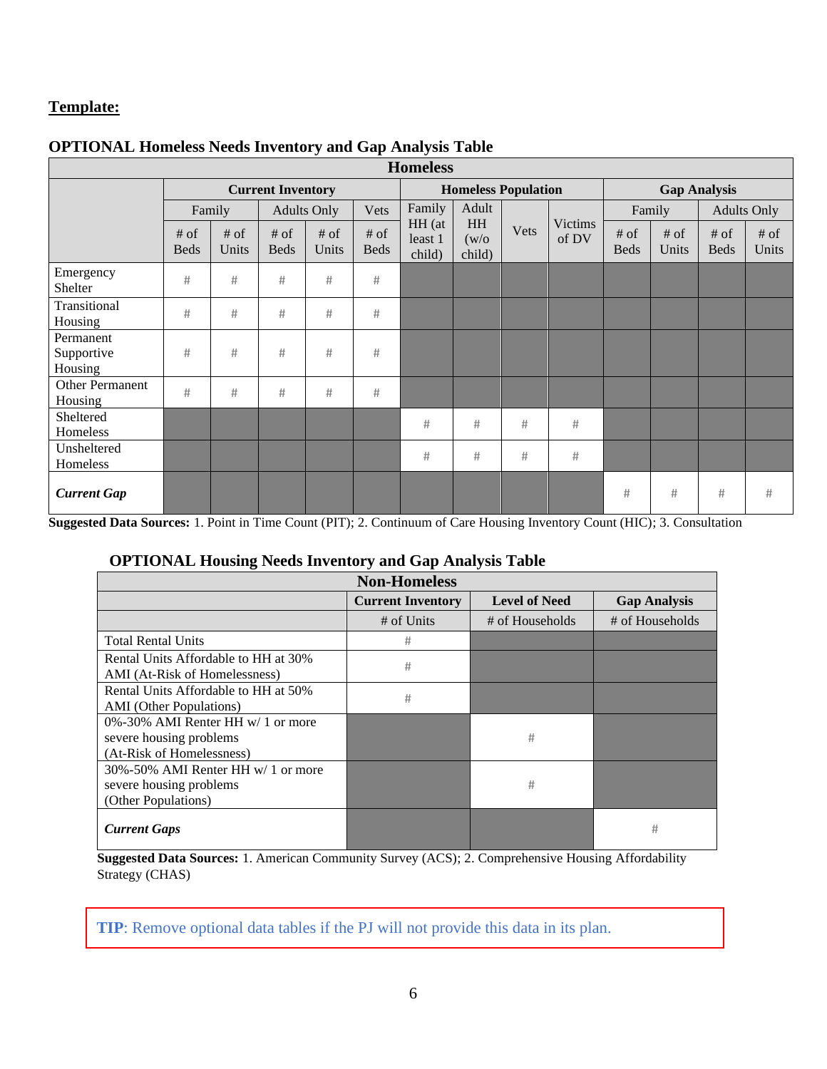**Template:**

**OPTIONAL Homeless Needs Inventory and Gap Analysis Table**

| Homeless | | | | | | | | | | | | | |
|---|---|---|---|---|---|---|---|---|---|---|---|---|---|
| | Current Inventory | | | | | Homeless Population | | | | Gap Analysis | | | |
| | Family | | Adults Only | | Vets | Family HH (at least 1 child) | Adult HH (w/o child) | Vets | Victims of DV | Family | | Adults Only | |
| | # of Beds | # of Units | # of Beds | # of Units | # of Beds | | | | | # of Beds | # of Units | # of Beds | # of Units |
| Emergency Shelter | # | # | # | # | # | | | | | | | | |
| Transitional Housing | # | # | # | # | # | | | | | | | | |
| Permanent Supportive Housing | # | # | # | # | # | | | | | | | | |
| Other Permanent Housing | # | # | # | # | # | | | | | | | | |
| Sheltered Homeless | | | | | | # | # | # | # | | | | |
| Unsheltered Homeless | | | | | | # | # | # | # | | | | |
| ***Current Gap*** | | | | | | | | | | # | # | # | # |

**Suggested Data Sources:** 1. Point in Time Count (PIT); 2. Continuum of Care Housing Inventory Count (HIC); 3. Consultation

**OPTIONAL Housing Needs Inventory and Gap Analysis Table**

| Non-Homeless | | | |
|---|---|---|---|
| | Current Inventory | Level of Need | Gap Analysis |
| | # of Units | # of Households | # of Households |
| Total Rental Units | # | | |
| Rental Units Affordable to HH at 30% AMI (At-Risk of Homelessness) | # | | |
| Rental Units Affordable to HH at 50% AMI (Other Populations) | # | | |
| 0%-30% AMI Renter HH w/ 1 or more severe housing problems (At-Risk of Homelessness) | | # | |
| 30%-50% AMI Renter HH w/ 1 or more severe housing problems (Other Populations) | | # | |
| ***Current Gaps*** | | | # |

**Suggested Data Sources:** 1. American Community Survey (ACS); 2. Comprehensive Housing Affordability Strategy (CHAS)

**TIP**: Remove optional data tables if the PJ will not provide this data in its plan.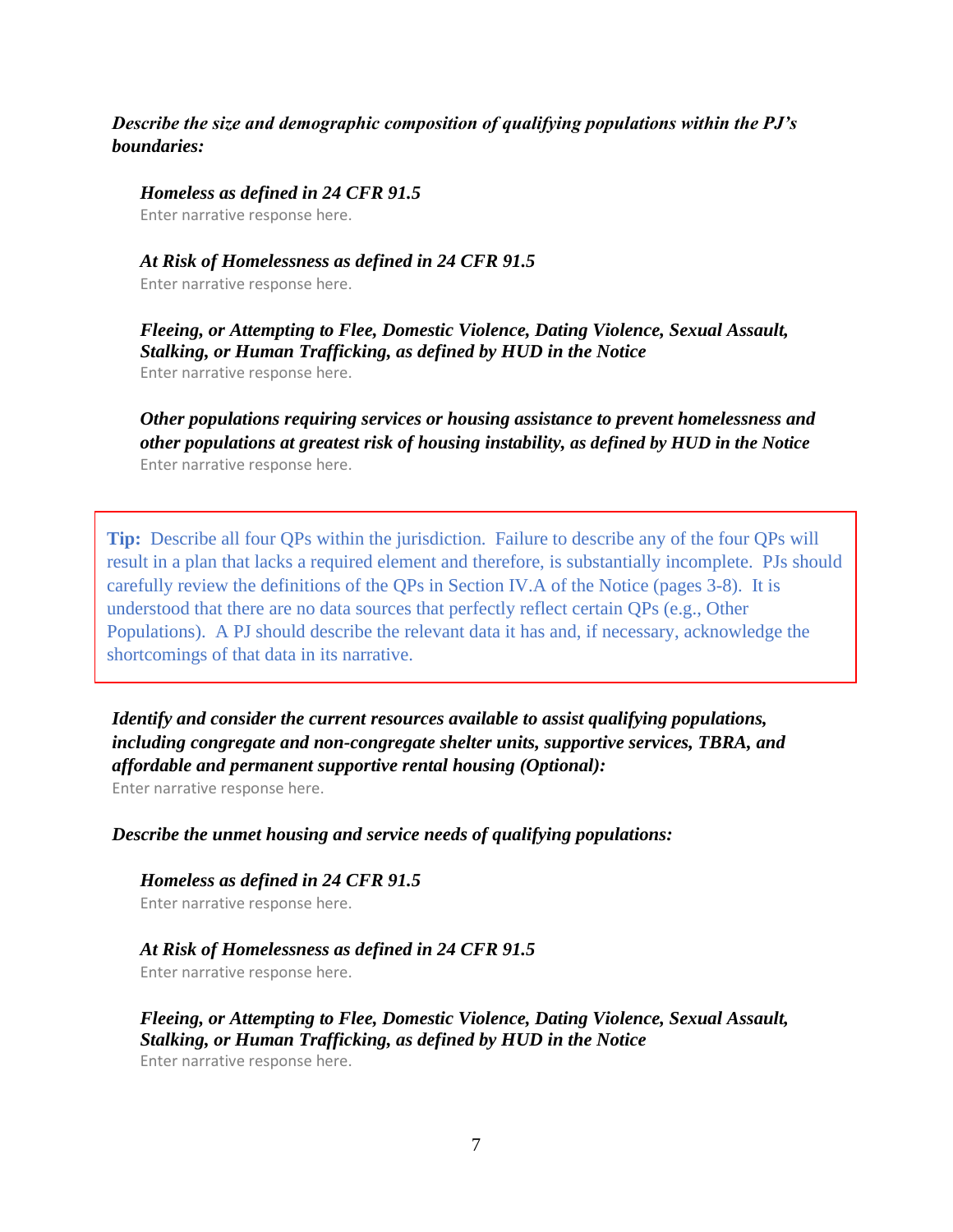***Describe the size and demographic composition of qualifying populations within the PJ's boundaries:***

***Homeless as defined in 24 CFR 91.5***

Enter narrative response here.

***At Risk of Homelessness as defined in 24 CFR 91.5***

Enter narrative response here.

***Fleeing, or Attempting to Flee, Domestic Violence, Dating Violence, Sexual Assault, Stalking, or Human Trafficking, as defined by HUD in the Notice***

Enter narrative response here.

***Other populations requiring services or housing assistance to prevent homelessness and other populations at greatest risk of housing instability, as defined by HUD in the Notice***

Enter narrative response here.

> **Tip:** Describe all four QPs within the jurisdiction. Failure to describe any of the four QPs will result in a plan that lacks a required element and therefore, is substantially incomplete. PJs should carefully review the definitions of the QPs in Section IV.A of the Notice (pages 3-8). It is understood that there are no data sources that perfectly reflect certain QPs (e.g., Other Populations). A PJ should describe the relevant data it has and, if necessary, acknowledge the shortcomings of that data in its narrative.

***Identify and consider the current resources available to assist qualifying populations, including congregate and non-congregate shelter units, supportive services, TBRA, and affordable and permanent supportive rental housing (Optional):***

Enter narrative response here.

***Describe the unmet housing and service needs of qualifying populations:***

***Homeless as defined in 24 CFR 91.5***

Enter narrative response here.

***At Risk of Homelessness as defined in 24 CFR 91.5***

Enter narrative response here.

***Fleeing, or Attempting to Flee, Domestic Violence, Dating Violence, Sexual Assault, Stalking, or Human Trafficking, as defined by HUD in the Notice***

Enter narrative response here.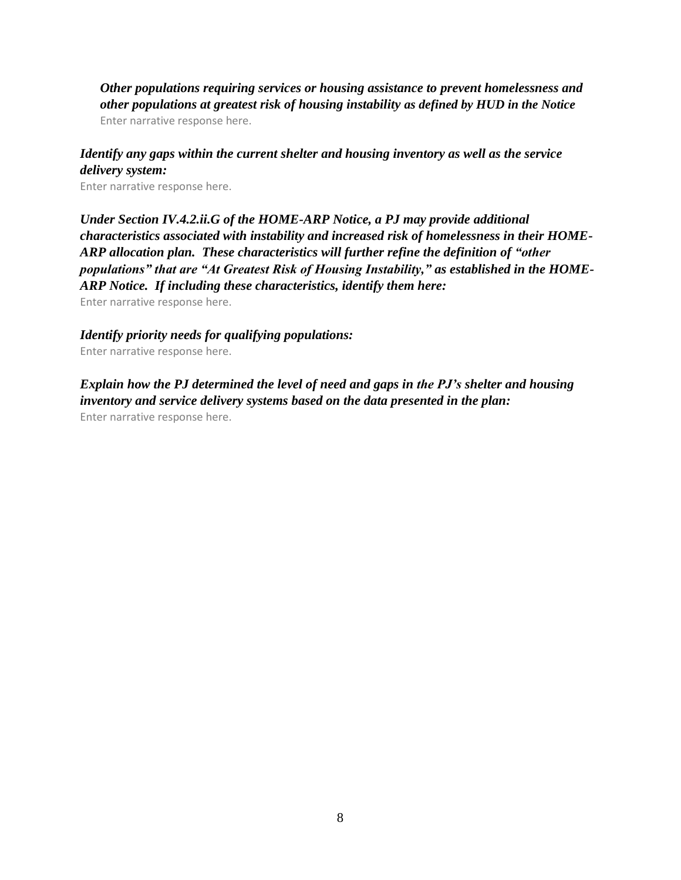***Other populations requiring services or housing assistance to prevent homelessness and other populations at greatest risk of housing instability as defined by HUD in the Notice***

Enter narrative response here.

***Identify any gaps within the current shelter and housing inventory as well as the service delivery system:***

Enter narrative response here.

***Under Section IV.4.2.ii.G of the HOME-ARP Notice, a PJ may provide additional characteristics associated with instability and increased risk of homelessness in their HOME-ARP allocation plan. These characteristics will further refine the definition of "other populations" that are "At Greatest Risk of Housing Instability," as established in the HOME-ARP Notice. If including these characteristics, identify them here:***

Enter narrative response here.

***Identify priority needs for qualifying populations:***

Enter narrative response here.

***Explain how the PJ determined the level of need and gaps in the PJ's shelter and housing inventory and service delivery systems based on the data presented in the plan:***

Enter narrative response here.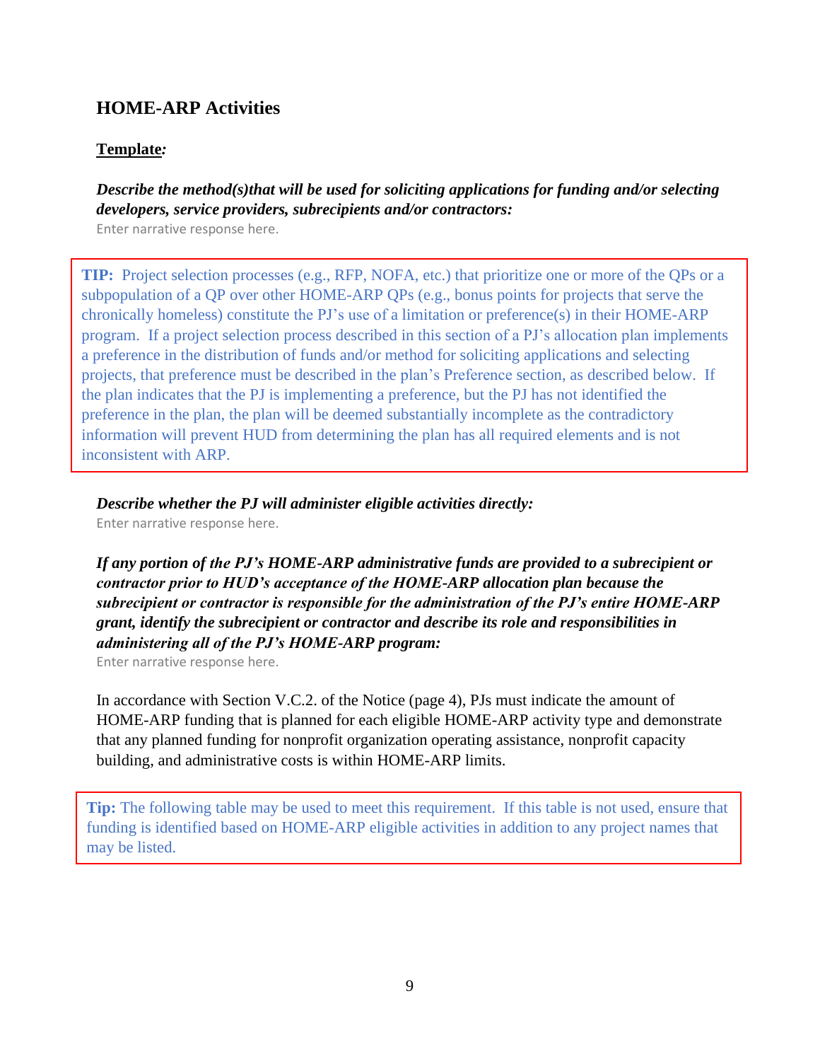## HOME-ARP Activities

**Template*:***

***Describe the method(s)that will be used for soliciting applications for funding and/or selecting developers, service providers, subrecipients and/or contractors:***

Enter narrative response here.

> **TIP:** Project selection processes (e.g., RFP, NOFA, etc.) that prioritize one or more of the QPs or a subpopulation of a QP over other HOME-ARP QPs (e.g., bonus points for projects that serve the chronically homeless) constitute the PJ's use of a limitation or preference(s) in their HOME-ARP program. If a project selection process described in this section of a PJ's allocation plan implements a preference in the distribution of funds and/or method for soliciting applications and selecting projects, that preference must be described in the plan's Preference section, as described below. If the plan indicates that the PJ is implementing a preference, but the PJ has not identified the preference in the plan, the plan will be deemed substantially incomplete as the contradictory information will prevent HUD from determining the plan has all required elements and is not inconsistent with ARP.

***Describe whether the PJ will administer eligible activities directly:***

Enter narrative response here.

***If any portion of the PJ's HOME-ARP administrative funds are provided to a subrecipient or contractor prior to HUD's acceptance of the HOME-ARP allocation plan because the subrecipient or contractor is responsible for the administration of the PJ's entire HOME-ARP grant, identify the subrecipient or contractor and describe its role and responsibilities in administering all of the PJ's HOME-ARP program:***

Enter narrative response here.

In accordance with Section V.C.2. of the Notice (page 4), PJs must indicate the amount of HOME-ARP funding that is planned for each eligible HOME-ARP activity type and demonstrate that any planned funding for nonprofit organization operating assistance, nonprofit capacity building, and administrative costs is within HOME-ARP limits.

> **Tip:** The following table may be used to meet this requirement. If this table is not used, ensure that funding is identified based on HOME-ARP eligible activities in addition to any project names that may be listed.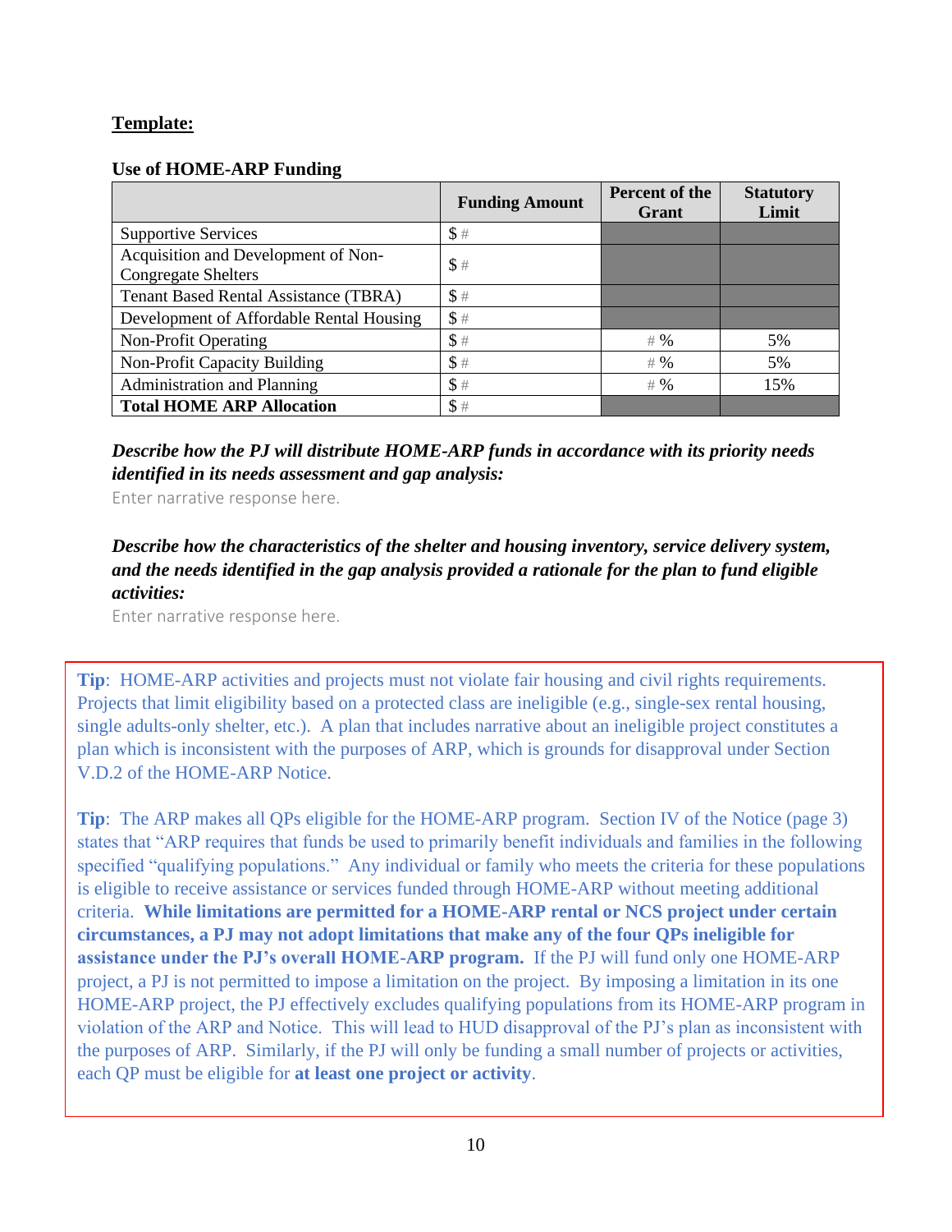**Template:**

**Use of HOME-ARP Funding**

| | Funding Amount | Percent of the Grant | Statutory Limit |
|---|---|---|---|
| Supportive Services | $ # | | |
| Acquisition and Development of Non-Congregate Shelters | $ # | | |
| Tenant Based Rental Assistance (TBRA) | $ # | | |
| Development of Affordable Rental Housing | $ # | | |
| Non-Profit Operating | $ # | # % | 5% |
| Non-Profit Capacity Building | $ # | # % | 5% |
| Administration and Planning | $ # | # % | 15% |
| **Total HOME ARP Allocation** | $ # | | |

***Describe how the PJ will distribute HOME-ARP funds in accordance with its priority needs identified in its needs assessment and gap analysis:***

Enter narrative response here.

***Describe how the characteristics of the shelter and housing inventory, service delivery system, and the needs identified in the gap analysis provided a rationale for the plan to fund eligible activities:***

Enter narrative response here.

**Tip**: HOME-ARP activities and projects must not violate fair housing and civil rights requirements. Projects that limit eligibility based on a protected class are ineligible (e.g., single-sex rental housing, single adults-only shelter, etc.). A plan that includes narrative about an ineligible project constitutes a plan which is inconsistent with the purposes of ARP, which is grounds for disapproval under Section V.D.2 of the HOME-ARP Notice.

**Tip**: The ARP makes all QPs eligible for the HOME-ARP program. Section IV of the Notice (page 3) states that "ARP requires that funds be used to primarily benefit individuals and families in the following specified "qualifying populations." Any individual or family who meets the criteria for these populations is eligible to receive assistance or services funded through HOME-ARP without meeting additional criteria. **While limitations are permitted for a HOME-ARP rental or NCS project under certain circumstances, a PJ may not adopt limitations that make any of the four QPs ineligible for assistance under the PJ's overall HOME-ARP program.** If the PJ will fund only one HOME-ARP project, a PJ is not permitted to impose a limitation on the project. By imposing a limitation in its one HOME-ARP project, the PJ effectively excludes qualifying populations from its HOME-ARP program in violation of the ARP and Notice. This will lead to HUD disapproval of the PJ's plan as inconsistent with the purposes of ARP. Similarly, if the PJ will only be funding a small number of projects or activities, each QP must be eligible for **at least one project or activity**.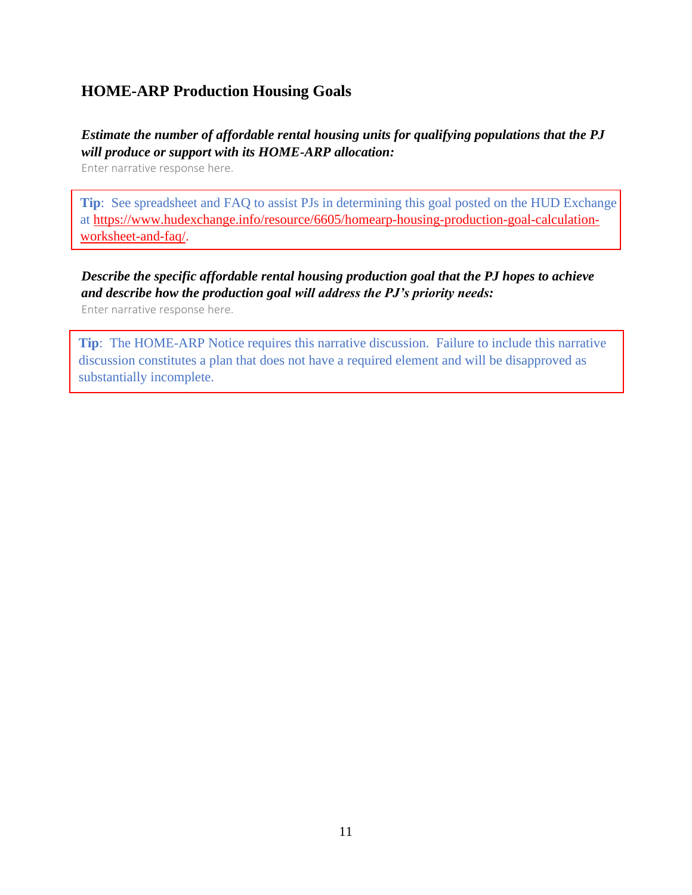## HOME-ARP Production Housing Goals

***Estimate the number of affordable rental housing units for qualifying populations that the PJ will produce or support with its HOME-ARP allocation:***

Enter narrative response here.

> **Tip**: See spreadsheet and FAQ to assist PJs in determining this goal posted on the HUD Exchange at [https://www.hudexchange.info/resource/6605/homearp-housing-production-goal-calculation-worksheet-and-faq/](https://www.hudexchange.info/resource/6605/homearp-housing-production-goal-calculation-worksheet-and-faq/).

***Describe the specific affordable rental housing production goal that the PJ hopes to achieve and describe how the production goal will address the PJ's priority needs:***

Enter narrative response here.

> **Tip**: The HOME-ARP Notice requires this narrative discussion. Failure to include this narrative discussion constitutes a plan that does not have a required element and will be disapproved as substantially incomplete.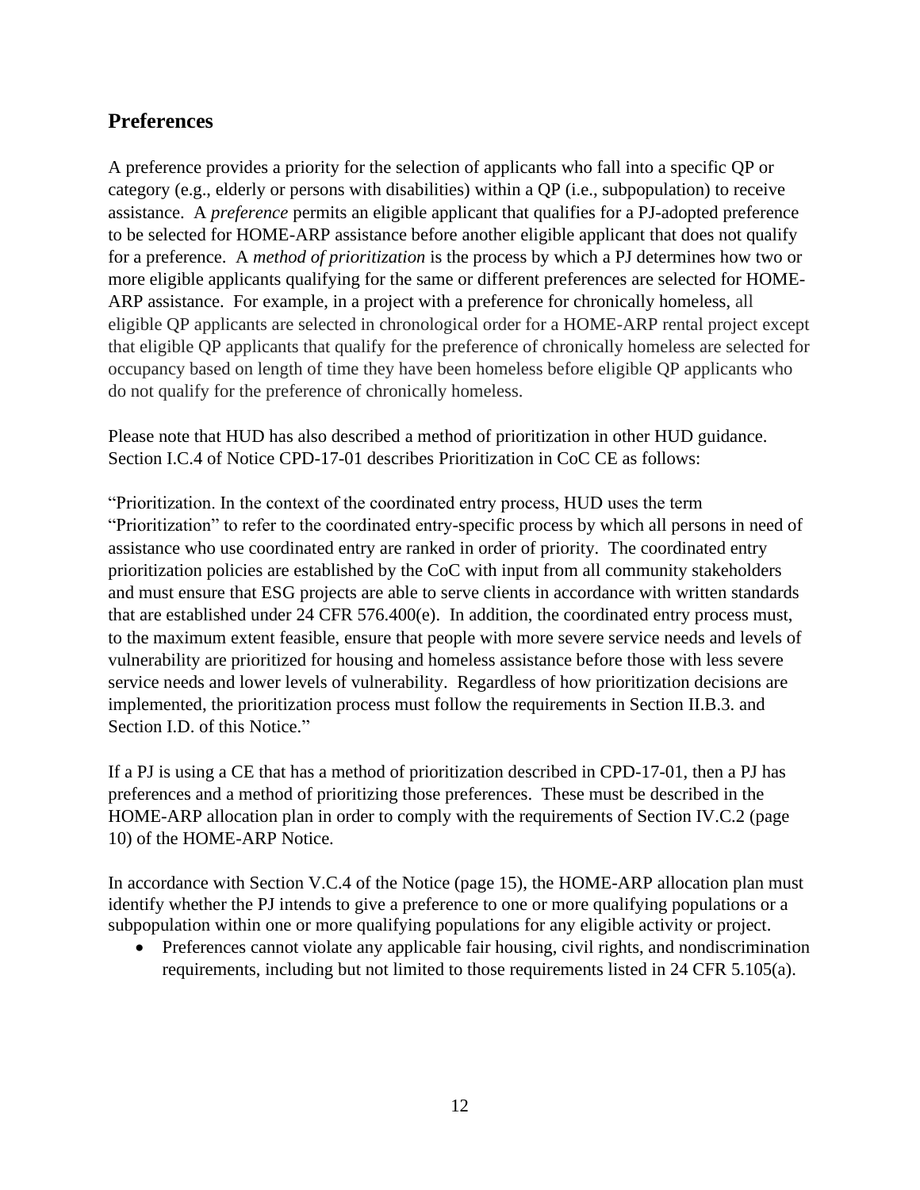## Preferences

A preference provides a priority for the selection of applicants who fall into a specific QP or category (e.g., elderly or persons with disabilities) within a QP (i.e., subpopulation) to receive assistance. A *preference* permits an eligible applicant that qualifies for a PJ-adopted preference to be selected for HOME-ARP assistance before another eligible applicant that does not qualify for a preference. A *method of prioritization* is the process by which a PJ determines how two or more eligible applicants qualifying for the same or different preferences are selected for HOME-ARP assistance. For example, in a project with a preference for chronically homeless, all eligible QP applicants are selected in chronological order for a HOME-ARP rental project except that eligible QP applicants that qualify for the preference of chronically homeless are selected for occupancy based on length of time they have been homeless before eligible QP applicants who do not qualify for the preference of chronically homeless.

Please note that HUD has also described a method of prioritization in other HUD guidance. Section I.C.4 of Notice CPD-17-01 describes Prioritization in CoC CE as follows:

"Prioritization. In the context of the coordinated entry process, HUD uses the term "Prioritization" to refer to the coordinated entry-specific process by which all persons in need of assistance who use coordinated entry are ranked in order of priority. The coordinated entry prioritization policies are established by the CoC with input from all community stakeholders and must ensure that ESG projects are able to serve clients in accordance with written standards that are established under 24 CFR 576.400(e). In addition, the coordinated entry process must, to the maximum extent feasible, ensure that people with more severe service needs and levels of vulnerability are prioritized for housing and homeless assistance before those with less severe service needs and lower levels of vulnerability. Regardless of how prioritization decisions are implemented, the prioritization process must follow the requirements in Section II.B.3. and Section I.D. of this Notice."

If a PJ is using a CE that has a method of prioritization described in CPD-17-01, then a PJ has preferences and a method of prioritizing those preferences. These must be described in the HOME-ARP allocation plan in order to comply with the requirements of Section IV.C.2 (page 10) of the HOME-ARP Notice.

In accordance with Section V.C.4 of the Notice (page 15), the HOME-ARP allocation plan must identify whether the PJ intends to give a preference to one or more qualifying populations or a subpopulation within one or more qualifying populations for any eligible activity or project.

- Preferences cannot violate any applicable fair housing, civil rights, and nondiscrimination requirements, including but not limited to those requirements listed in 24 CFR 5.105(a).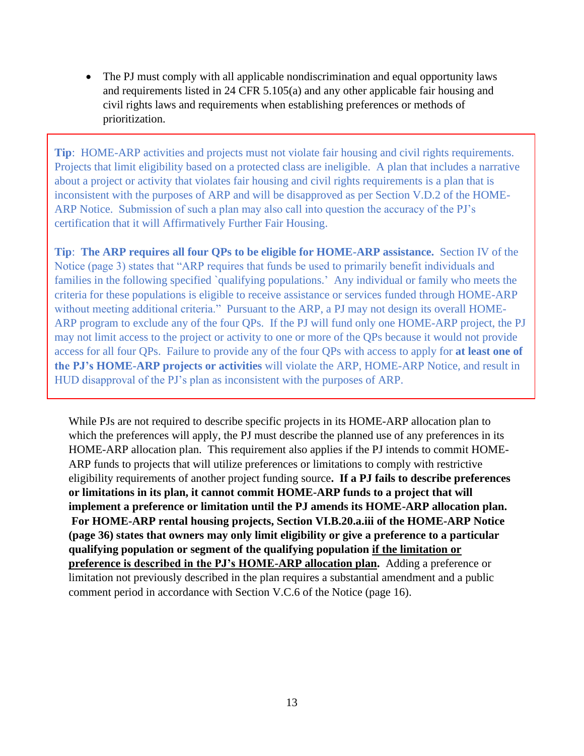- The PJ must comply with all applicable nondiscrimination and equal opportunity laws and requirements listed in 24 CFR 5.105(a) and any other applicable fair housing and civil rights laws and requirements when establishing preferences or methods of prioritization.

> **Tip**: HOME-ARP activities and projects must not violate fair housing and civil rights requirements. Projects that limit eligibility based on a protected class are ineligible. A plan that includes a narrative about a project or activity that violates fair housing and civil rights requirements is a plan that is inconsistent with the purposes of ARP and will be disapproved as per Section V.D.2 of the HOME-ARP Notice. Submission of such a plan may also call into question the accuracy of the PJ's certification that it will Affirmatively Further Fair Housing.
>
> **Tip**: **The ARP requires all four QPs to be eligible for HOME-ARP assistance.** Section IV of the Notice (page 3) states that "ARP requires that funds be used to primarily benefit individuals and families in the following specified `qualifying populations.' Any individual or family who meets the criteria for these populations is eligible to receive assistance or services funded through HOME-ARP without meeting additional criteria." Pursuant to the ARP, a PJ may not design its overall HOME-ARP program to exclude any of the four QPs. If the PJ will fund only one HOME-ARP project, the PJ may not limit access to the project or activity to one or more of the QPs because it would not provide access for all four QPs. Failure to provide any of the four QPs with access to apply for **at least one of the PJ's HOME-ARP projects or activities** will violate the ARP, HOME-ARP Notice, and result in HUD disapproval of the PJ's plan as inconsistent with the purposes of ARP.

While PJs are not required to describe specific projects in its HOME-ARP allocation plan to which the preferences will apply, the PJ must describe the planned use of any preferences in its HOME-ARP allocation plan. This requirement also applies if the PJ intends to commit HOME-ARP funds to projects that will utilize preferences or limitations to comply with restrictive eligibility requirements of another project funding source**. If a PJ fails to describe preferences or limitations in its plan, it cannot commit HOME-ARP funds to a project that will implement a preference or limitation until the PJ amends its HOME-ARP allocation plan. For HOME-ARP rental housing projects, Section VI.B.20.a.iii of the HOME-ARP Notice (page 36) states that owners may only limit eligibility or give a preference to a particular qualifying population or segment of the qualifying population <u>if the limitation or preference is described in the PJ's HOME-ARP allocation plan</u>.** Adding a preference or limitation not previously described in the plan requires a substantial amendment and a public comment period in accordance with Section V.C.6 of the Notice (page 16).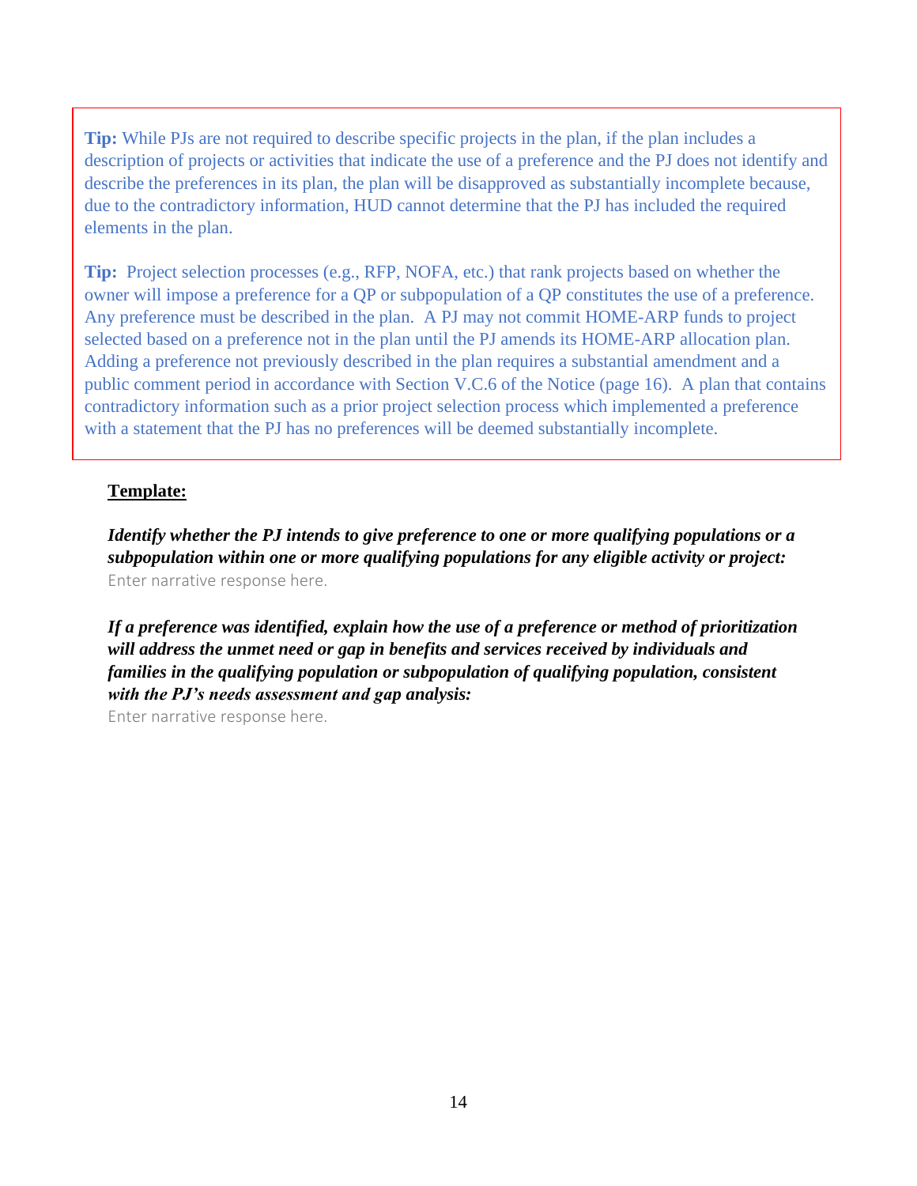**Tip:** While PJs are not required to describe specific projects in the plan, if the plan includes a description of projects or activities that indicate the use of a preference and the PJ does not identify and describe the preferences in its plan, the plan will be disapproved as substantially incomplete because, due to the contradictory information, HUD cannot determine that the PJ has included the required elements in the plan.

**Tip:** Project selection processes (e.g., RFP, NOFA, etc.) that rank projects based on whether the owner will impose a preference for a QP or subpopulation of a QP constitutes the use of a preference. Any preference must be described in the plan. A PJ may not commit HOME-ARP funds to project selected based on a preference not in the plan until the PJ amends its HOME-ARP allocation plan. Adding a preference not previously described in the plan requires a substantial amendment and a public comment period in accordance with Section V.C.6 of the Notice (page 16). A plan that contains contradictory information such as a prior project selection process which implemented a preference with a statement that the PJ has no preferences will be deemed substantially incomplete.

**Template:**

***Identify whether the PJ intends to give preference to one or more qualifying populations or a subpopulation within one or more qualifying populations for any eligible activity or project:***
Enter narrative response here.

***If a preference was identified, explain how the use of a preference or method of prioritization will address the unmet need or gap in benefits and services received by individuals and families in the qualifying population or subpopulation of qualifying population, consistent with the PJ's needs assessment and gap analysis:***
Enter narrative response here.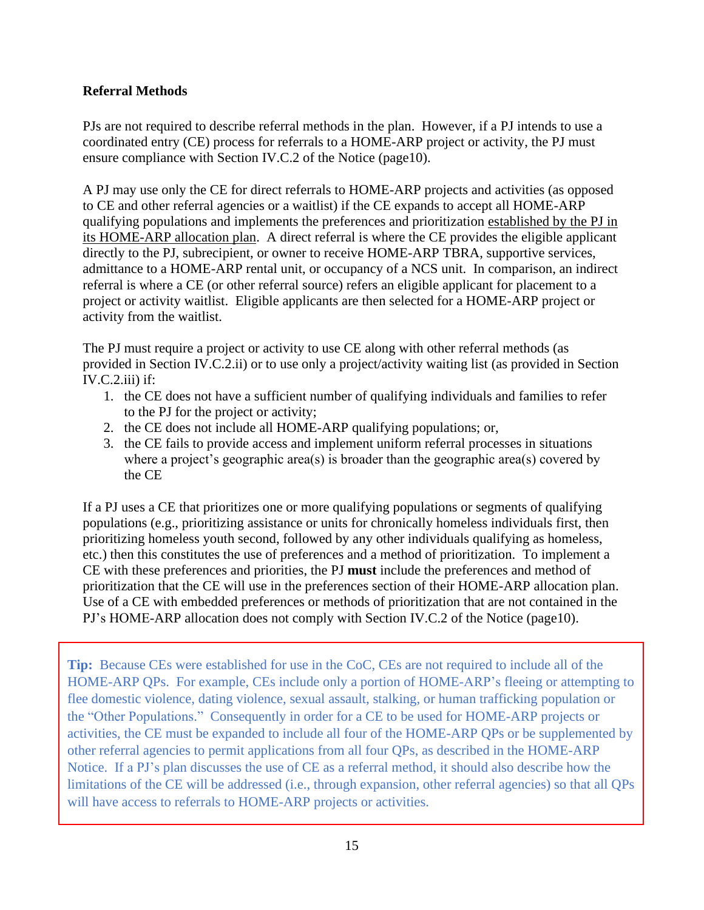**Referral Methods**

PJs are not required to describe referral methods in the plan. However, if a PJ intends to use a coordinated entry (CE) process for referrals to a HOME-ARP project or activity, the PJ must ensure compliance with Section IV.C.2 of the Notice (page10).

A PJ may use only the CE for direct referrals to HOME-ARP projects and activities (as opposed to CE and other referral agencies or a waitlist) if the CE expands to accept all HOME-ARP qualifying populations and implements the preferences and prioritization established by the PJ in its HOME-ARP allocation plan. A direct referral is where the CE provides the eligible applicant directly to the PJ, subrecipient, or owner to receive HOME-ARP TBRA, supportive services, admittance to a HOME-ARP rental unit, or occupancy of a NCS unit. In comparison, an indirect referral is where a CE (or other referral source) refers an eligible applicant for placement to a project or activity waitlist. Eligible applicants are then selected for a HOME-ARP project or activity from the waitlist.

The PJ must require a project or activity to use CE along with other referral methods (as provided in Section IV.C.2.ii) or to use only a project/activity waiting list (as provided in Section IV.C.2.iii) if:

1. the CE does not have a sufficient number of qualifying individuals and families to refer to the PJ for the project or activity;
2. the CE does not include all HOME-ARP qualifying populations; or,
3. the CE fails to provide access and implement uniform referral processes in situations where a project's geographic area(s) is broader than the geographic area(s) covered by the CE

If a PJ uses a CE that prioritizes one or more qualifying populations or segments of qualifying populations (e.g., prioritizing assistance or units for chronically homeless individuals first, then prioritizing homeless youth second, followed by any other individuals qualifying as homeless, etc.) then this constitutes the use of preferences and a method of prioritization. To implement a CE with these preferences and priorities, the PJ **must** include the preferences and method of prioritization that the CE will use in the preferences section of their HOME-ARP allocation plan. Use of a CE with embedded preferences or methods of prioritization that are not contained in the PJ's HOME-ARP allocation does not comply with Section IV.C.2 of the Notice (page10).

**Tip:** Because CEs were established for use in the CoC, CEs are not required to include all of the HOME-ARP QPs. For example, CEs include only a portion of HOME-ARP's fleeing or attempting to flee domestic violence, dating violence, sexual assault, stalking, or human trafficking population or the "Other Populations." Consequently in order for a CE to be used for HOME-ARP projects or activities, the CE must be expanded to include all four of the HOME-ARP QPs or be supplemented by other referral agencies to permit applications from all four QPs, as described in the HOME-ARP Notice. If a PJ's plan discusses the use of CE as a referral method, it should also describe how the limitations of the CE will be addressed (i.e., through expansion, other referral agencies) so that all QPs will have access to referrals to HOME-ARP projects or activities.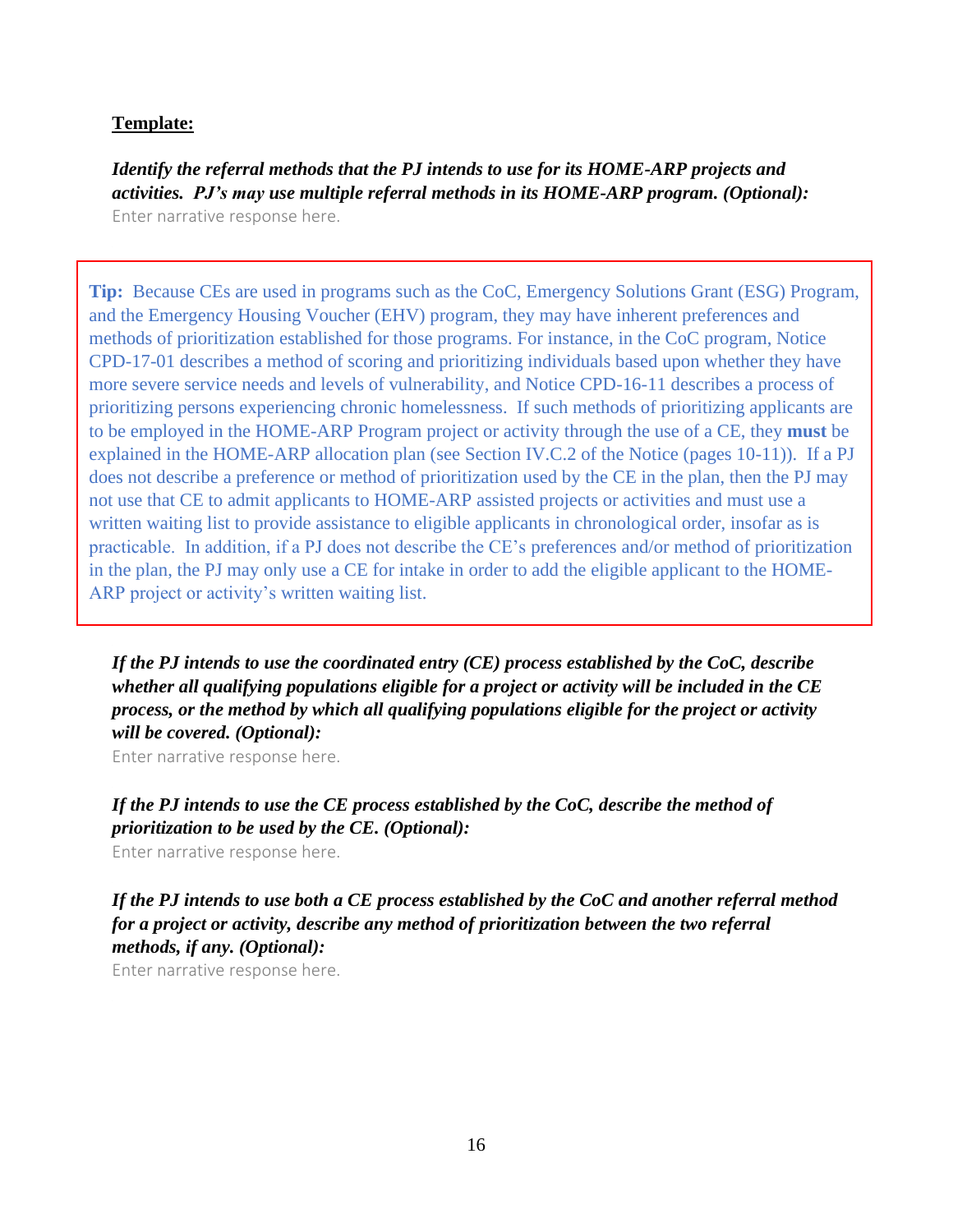**<u>Template:</u>**

***Identify the referral methods that the PJ intends to use for its HOME-ARP projects and activities. PJ's may use multiple referral methods in its HOME-ARP program. (Optional):***

Enter narrative response here.

> **Tip:** Because CEs are used in programs such as the CoC, Emergency Solutions Grant (ESG) Program, and the Emergency Housing Voucher (EHV) program, they may have inherent preferences and methods of prioritization established for those programs. For instance, in the CoC program, Notice CPD-17-01 describes a method of scoring and prioritizing individuals based upon whether they have more severe service needs and levels of vulnerability, and Notice CPD-16-11 describes a process of prioritizing persons experiencing chronic homelessness. If such methods of prioritizing applicants are to be employed in the HOME-ARP Program project or activity through the use of a CE, they **must** be explained in the HOME-ARP allocation plan (see Section IV.C.2 of the Notice (pages 10-11)). If a PJ does not describe a preference or method of prioritization used by the CE in the plan, then the PJ may not use that CE to admit applicants to HOME-ARP assisted projects or activities and must use a written waiting list to provide assistance to eligible applicants in chronological order, insofar as is practicable. In addition, if a PJ does not describe the CE's preferences and/or method of prioritization in the plan, the PJ may only use a CE for intake in order to add the eligible applicant to the HOME-ARP project or activity's written waiting list.

***If the PJ intends to use the coordinated entry (CE) process established by the CoC, describe whether all qualifying populations eligible for a project or activity will be included in the CE process, or the method by which all qualifying populations eligible for the project or activity will be covered. (Optional):***

Enter narrative response here.

***If the PJ intends to use the CE process established by the CoC, describe the method of prioritization to be used by the CE. (Optional):***

Enter narrative response here.

***If the PJ intends to use both a CE process established by the CoC and another referral method for a project or activity, describe any method of prioritization between the two referral methods, if any. (Optional):***

Enter narrative response here.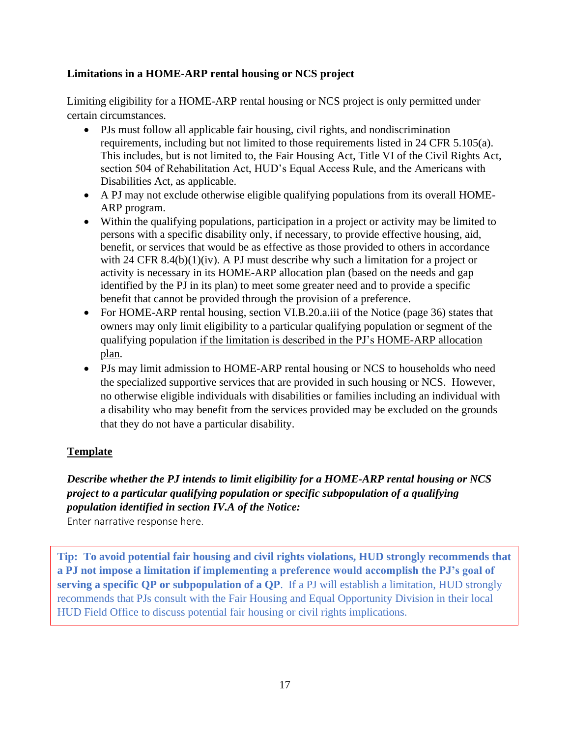### Limitations in a HOME-ARP rental housing or NCS project

Limiting eligibility for a HOME-ARP rental housing or NCS project is only permitted under certain circumstances.

- PJs must follow all applicable fair housing, civil rights, and nondiscrimination requirements, including but not limited to those requirements listed in 24 CFR 5.105(a). This includes, but is not limited to, the Fair Housing Act, Title VI of the Civil Rights Act, section 504 of Rehabilitation Act, HUD's Equal Access Rule, and the Americans with Disabilities Act, as applicable.
- A PJ may not exclude otherwise eligible qualifying populations from its overall HOME-ARP program.
- Within the qualifying populations, participation in a project or activity may be limited to persons with a specific disability only, if necessary, to provide effective housing, aid, benefit, or services that would be as effective as those provided to others in accordance with 24 CFR 8.4(b)(1)(iv). A PJ must describe why such a limitation for a project or activity is necessary in its HOME-ARP allocation plan (based on the needs and gap identified by the PJ in its plan) to meet some greater need and to provide a specific benefit that cannot be provided through the provision of a preference.
- For HOME-ARP rental housing, section VI.B.20.a.iii of the Notice (page 36) states that owners may only limit eligibility to a particular qualifying population or segment of the qualifying population <u>if the limitation is described in the PJ's HOME-ARP allocation plan</u>.
- PJs may limit admission to HOME-ARP rental housing or NCS to households who need the specialized supportive services that are provided in such housing or NCS. However, no otherwise eligible individuals with disabilities or families including an individual with a disability who may benefit from the services provided may be excluded on the grounds that they do not have a particular disability.

<u>**Template**</u>

***Describe whether the PJ intends to limit eligibility for a HOME-ARP rental housing or NCS project to a particular qualifying population or specific subpopulation of a qualifying population identified in section IV.A of the Notice:***

Enter narrative response here.

**Tip: To avoid potential fair housing and civil rights violations, HUD strongly recommends that a PJ not impose a limitation if implementing a preference would accomplish the PJ's goal of serving a specific QP or subpopulation of a QP**. If a PJ will establish a limitation, HUD strongly recommends that PJs consult with the Fair Housing and Equal Opportunity Division in their local HUD Field Office to discuss potential fair housing or civil rights implications.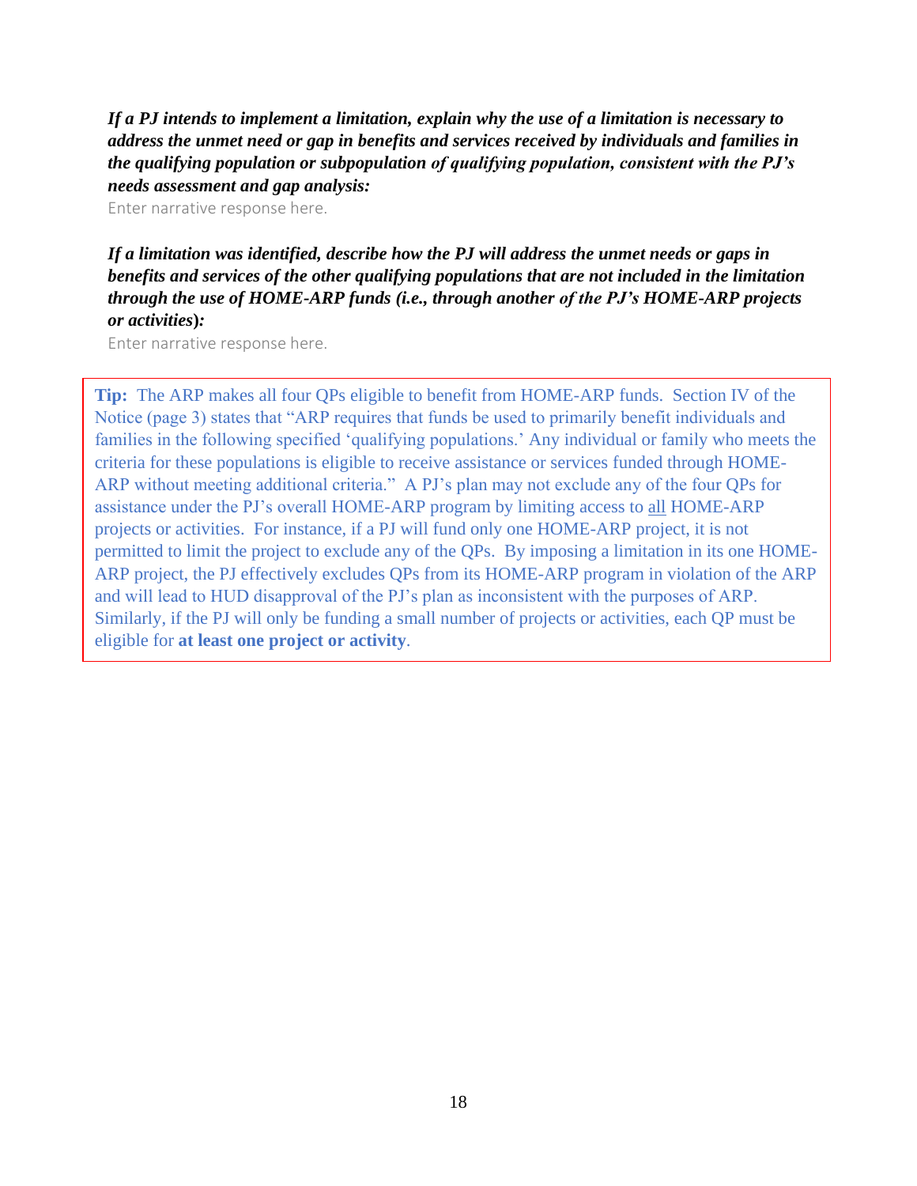***If a PJ intends to implement a limitation, explain why the use of a limitation is necessary to address the unmet need or gap in benefits and services received by individuals and families in the qualifying population or subpopulation of qualifying population, consistent with the PJ's needs assessment and gap analysis:***

Enter narrative response here.

***If a limitation was identified, describe how the PJ will address the unmet needs or gaps in benefits and services of the other qualifying populations that are not included in the limitation through the use of HOME-ARP funds (i.e., through another of the PJ's HOME-ARP projects or activities):***

Enter narrative response here.

> **Tip:** The ARP makes all four QPs eligible to benefit from HOME-ARP funds. Section IV of the Notice (page 3) states that "ARP requires that funds be used to primarily benefit individuals and families in the following specified 'qualifying populations.' Any individual or family who meets the criteria for these populations is eligible to receive assistance or services funded through HOME-ARP without meeting additional criteria." A PJ's plan may not exclude any of the four QPs for assistance under the PJ's overall HOME-ARP program by limiting access to all HOME-ARP projects or activities. For instance, if a PJ will fund only one HOME-ARP project, it is not permitted to limit the project to exclude any of the QPs. By imposing a limitation in its one HOME-ARP project, the PJ effectively excludes QPs from its HOME-ARP program in violation of the ARP and will lead to HUD disapproval of the PJ's plan as inconsistent with the purposes of ARP. Similarly, if the PJ will only be funding a small number of projects or activities, each QP must be eligible for **at least one project or activity**.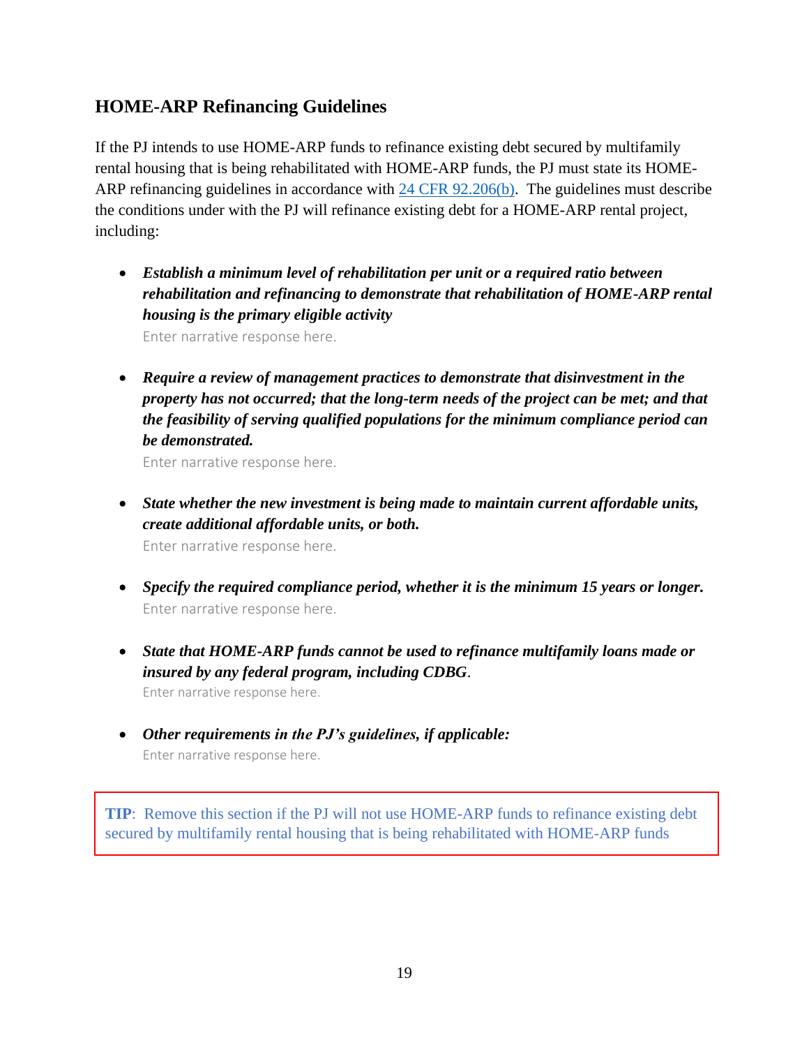## HOME-ARP Refinancing Guidelines

If the PJ intends to use HOME-ARP funds to refinance existing debt secured by multifamily rental housing that is being rehabilitated with HOME-ARP funds, the PJ must state its HOME-ARP refinancing guidelines in accordance with [24 CFR 92.206(b)](). The guidelines must describe the conditions under with the PJ will refinance existing debt for a HOME-ARP rental project, including:

- ***Establish a minimum level of rehabilitation per unit or a required ratio between rehabilitation and refinancing to demonstrate that rehabilitation of HOME-ARP rental housing is the primary eligible activity***
  Enter narrative response here.

- ***Require a review of management practices to demonstrate that disinvestment in the property has not occurred; that the long-term needs of the project can be met; and that the feasibility of serving qualified populations for the minimum compliance period can be demonstrated.***
  Enter narrative response here.

- ***State whether the new investment is being made to maintain current affordable units, create additional affordable units, or both.***
  Enter narrative response here.

- ***Specify the required compliance period, whether it is the minimum 15 years or longer.***
  Enter narrative response here.

- ***State that HOME-ARP funds cannot be used to refinance multifamily loans made or insured by any federal program, including CDBG***.
  Enter narrative response here.

- ***Other requirements in the PJ's guidelines, if applicable:***
  Enter narrative response here.

**TIP**: Remove this section if the PJ will not use HOME-ARP funds to refinance existing debt secured by multifamily rental housing that is being rehabilitated with HOME-ARP funds